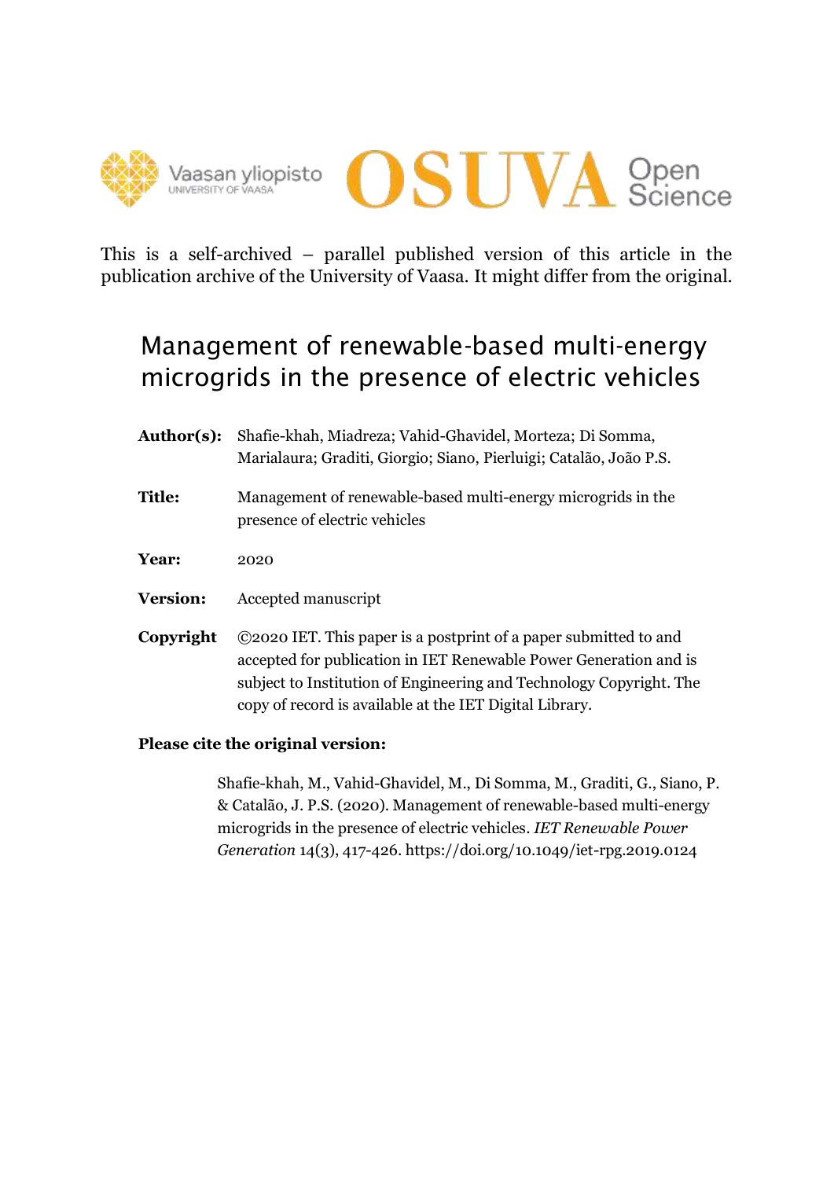This is a self-archived – parallel published version of this article in the publication archive of the University of Vaasa. It might differ from the original.

# Management of renewable-based multi-energy microgrids in the presence of electric vehicles

**Author(s):** Shafie-khah, Miadreza; Vahid-Ghavidel, Morteza; Di Somma, Marialaura; Graditi, Giorgio; Siano, Pierluigi; Catalão, João P.S.

**Title:** Management of renewable-based multi-energy microgrids in the presence of electric vehicles

**Year:** 2020

**Version:** Accepted manuscript

**Copyright** ©2020 IET. This paper is a postprint of a paper submitted to and accepted for publication in IET Renewable Power Generation and is subject to Institution of Engineering and Technology Copyright. The copy of record is available at the IET Digital Library.

**Please cite the original version:**

Shafie-khah, M., Vahid-Ghavidel, M., Di Somma, M., Graditi, G., Siano, P. & Catalão, J. P.S. (2020). Management of renewable-based multi-energy microgrids in the presence of electric vehicles. *IET Renewable Power Generation* 14(3), 417-426. https://doi.org/10.1049/iet-rpg.2019.0124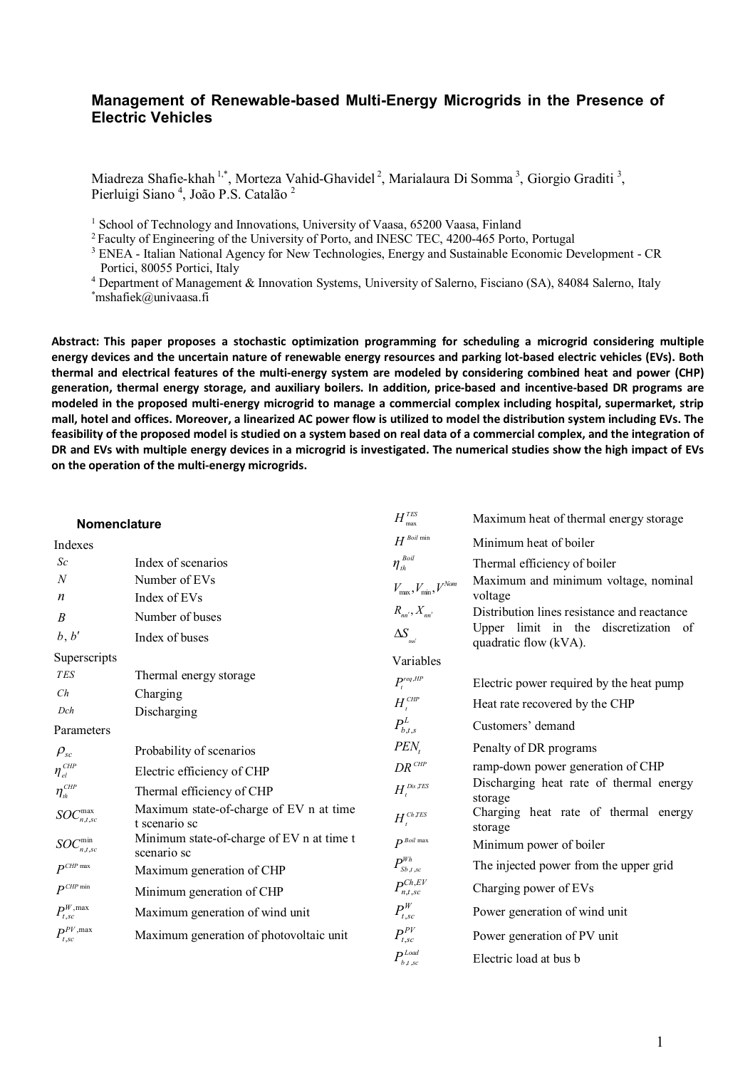# Management of Renewable-based Multi-Energy Microgrids in the Presence of Electric Vehicles

Miadreza Shafie-khah [1,*], Morteza Vahid-Ghavidel [2], Marialaura Di Somma [3], Giorgio Graditi [3], Pierluigi Siano [4], João P.S. Catalão [2]

[1] School of Technology and Innovations, University of Vaasa, 65200 Vaasa, Finland
[2] Faculty of Engineering of the University of Porto, and INESC TEC, 4200-465 Porto, Portugal
[3] ENEA - Italian National Agency for New Technologies, Energy and Sustainable Economic Development - CR Portici, 80055 Portici, Italy
[4] Department of Management & Innovation Systems, University of Salerno, Fisciano (SA), 84084 Salerno, Italy
[*] mshafiek@univaasa.fi

**Abstract: This paper proposes a stochastic optimization programming for scheduling a microgrid considering multiple energy devices and the uncertain nature of renewable energy resources and parking lot-based electric vehicles (EVs). Both thermal and electrical features of the multi-energy system are modeled by considering combined heat and power (CHP) generation, thermal energy storage, and auxiliary boilers. In addition, price-based and incentive-based DR programs are modeled in the proposed multi-energy microgrid to manage a commercial complex including hospital, supermarket, strip mall, hotel and offices. Moreover, a linearized AC power flow is utilized to model the distribution system including EVs. The feasibility of the proposed model is studied on a system based on real data of a commercial complex, and the integration of DR and EVs with multiple energy devices in a microgrid is investigated. The numerical studies show the high impact of EVs on the operation of the multi-energy microgrids.**

## Nomenclature

**Indexes**

| | |
|---|---|
| $Sc$ | Index of scenarios |
| $N$ | Number of EVs |
| $n$ | Index of EVs |
| $B$ | Number of buses |
| $b$, $b'$ | Index of buses |

**Superscripts**

| | |
|---|---|
| $TES$ | Thermal energy storage |
| $Ch$ | Charging |
| $Dch$ | Discharging |

**Parameters**

| | |
|---|---|
| $\rho_{sc}$ | Probability of scenarios |
| $\eta_{el}^{CHP}$ | Electric efficiency of CHP |
| $\eta_{th}^{CHP}$ | Thermal efficiency of CHP |
| $SOC_{n,t,sc}^{\max}$ | Maximum state-of-charge of EV n at time t scenario sc |
| $SOC_{n,t,sc}^{\min}$ | Minimum state-of-charge of EV n at time t scenario sc |
| $P^{CHP\max}$ | Maximum generation of CHP |
| $P^{CHP\min}$ | Minimum generation of CHP |
| $P_{t,sc}^{W,\max}$ | Maximum generation of wind unit |
| $P_{t,sc}^{PV,\max}$ | Maximum generation of photovoltaic unit |
| $H_{\max}^{TES}$ | Maximum heat of thermal energy storage |
| $H^{Boil\min}$ | Minimum heat of boiler |
| $\eta_{th}^{Boil}$ | Thermal efficiency of boiler |
| $V_{\max}, V_{\min}, V^{Nom}$ | Maximum and minimum voltage, nominal voltage |
| $R_{nn'}, X_{nn'}$ | Distribution lines resistance and reactance |
| $\Delta S_{nn'}$ | Upper limit in the discretization of quadratic flow (kVA). |

**Variables**

| | |
|---|---|
| $P_t^{req,HP}$ | Electric power required by the heat pump |
| $H_t^{CHP}$ | Heat rate recovered by the CHP |
| $P_{b,t,s}^{L}$ | Customers' demand |
| $PEN_t$ | Penalty of DR programs |
| $DR^{CHP}$ | ramp-down power generation of CHP |
| $H_t^{Dis,TES}$ | Discharging heat rate of thermal energy storage |
| $H_t^{Ch,TES}$ | Charging heat rate of thermal energy storage |
| $P^{Boil\max}$ | Minimum power of boiler |
| $P_{Sb,t,sc}^{Wh}$ | The injected power from the upper grid |
| $P_{n,t,sc}^{Ch,EV}$ | Charging power of EVs |
| $P_{t,sc}^{W}$ | Power generation of wind unit |
| $P_{t,sc}^{PV}$ | Power generation of PV unit |
| $P_{b,t,sc}^{Load}$ | Electric load at bus b |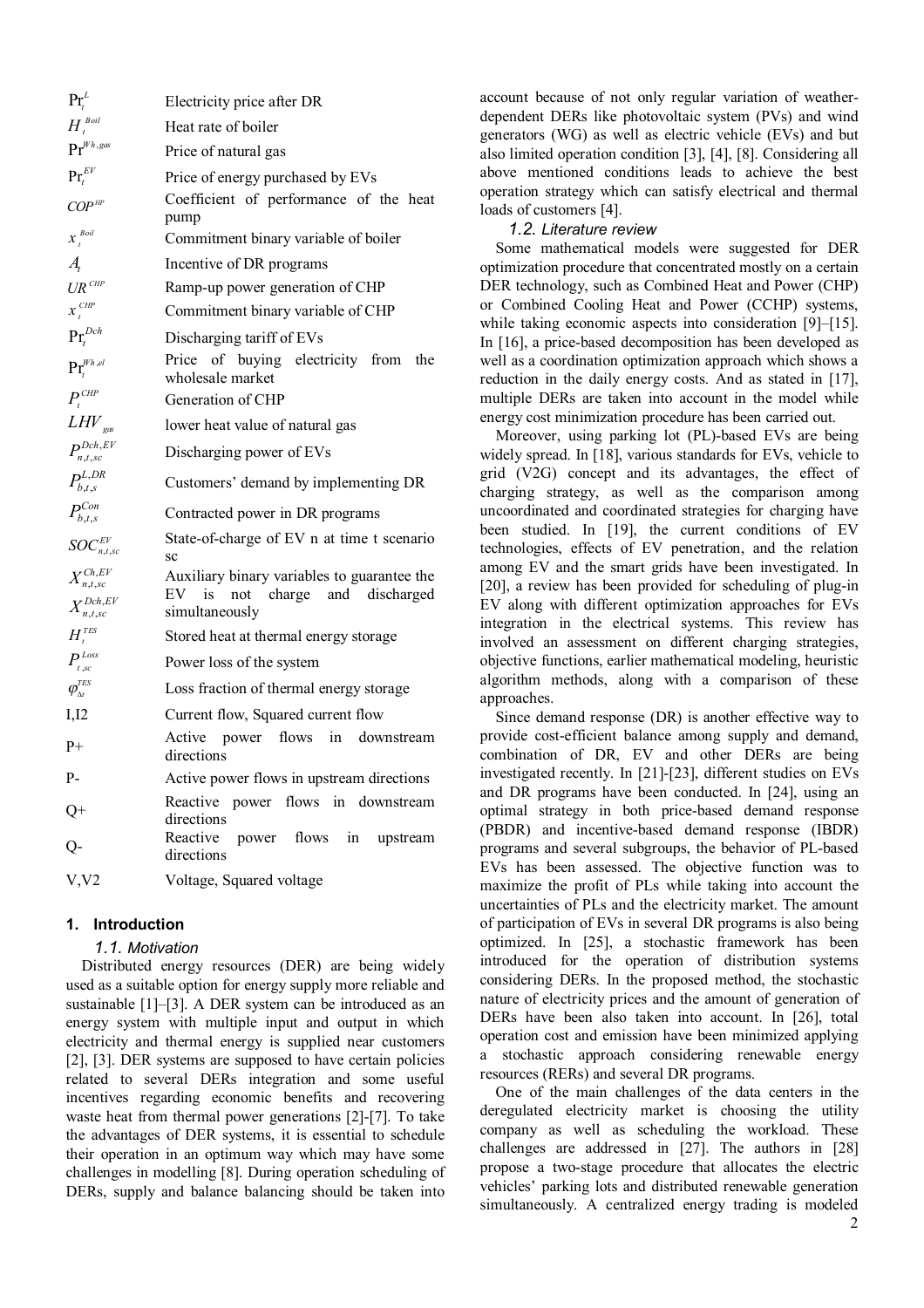| | |
|---|---|
| $\Pr_t^L$ | Electricity price after DR |
| $H_t^{Boil}$ | Heat rate of boiler |
| $\Pr^{Wh,gas}$ | Price of natural gas |
| $\Pr_t^{EV}$ | Price of energy purchased by EVs |
| $COP^{HP}$ | Coefficient of performance of the heat pump |
| $x_t^{Boil}$ | Commitment binary variable of boiler |
| $A_t$ | Incentive of DR programs |
| $UR^{CHP}$ | Ramp-up power generation of CHP |
| $x_t^{CHP}$ | Commitment binary variable of CHP |
| $\Pr_t^{Dch}$ | Discharging tariff of EVs |
| $\Pr_t^{Wh,el}$ | Price of buying electricity from the wholesale market |
| $P_t^{CHP}$ | Generation of CHP |
| $LHV_{gas}$ | lower heat value of natural gas |
| $P_{n,t,sc}^{Dch,EV}$ | Discharging power of EVs |
| $P_{b,t,s}^{L,DR}$ | Customers' demand by implementing DR |
| $P_{b,t,s}^{Con}$ | Contracted power in DR programs |
| $SOC_{n,t,sc}^{EV}$ | State-of-charge of EV n at time t scenario sc |
| $X_{n,t,sc}^{Ch,EV}$ $X_{n,t,sc}^{Dch,EV}$ | Auxiliary binary variables to guarantee the EV is not charge and discharged simultaneously |
| $H_t^{TES}$ | Stored heat at thermal energy storage |
| $P_{t,sc}^{Loss}$ | Power loss of the system |
| $\varphi_{\Delta t}^{TES}$ | Loss fraction of thermal energy storage |
| I,I2 | Current flow, Squared current flow |
| P+ | Active power flows in downstream directions |
| P- | Active power flows in upstream directions |
| Q+ | Reactive power flows in downstream directions |
| Q- | Reactive power flows in upstream directions |
| V,V2 | Voltage, Squared voltage |

## 1. Introduction

### 1.1. Motivation

Distributed energy resources (DER) are being widely used as a suitable option for energy supply more reliable and sustainable [1]–[3]. A DER system can be introduced as an energy system with multiple input and output in which electricity and thermal energy is supplied near customers [2], [3]. DER systems are supposed to have certain policies related to several DERs integration and some useful incentives regarding economic benefits and recovering waste heat from thermal power generations [2]-[7]. To take the advantages of DER systems, it is essential to schedule their operation in an optimum way which may have some challenges in modelling [8]. During operation scheduling of DERs, supply and balance balancing should be taken into account because of not only regular variation of weather-dependent DERs like photovoltaic system (PVs) and wind generators (WG) as well as electric vehicle (EVs) and but also limited operation condition [3], [4], [8]. Considering all above mentioned conditions leads to achieve the best operation strategy which can satisfy electrical and thermal loads of customers [4].

### 1.2. Literature review

Some mathematical models were suggested for DER optimization procedure that concentrated mostly on a certain DER technology, such as Combined Heat and Power (CHP) or Combined Cooling Heat and Power (CCHP) systems, while taking economic aspects into consideration [9]–[15]. In [16], a price-based decomposition has been developed as well as a coordination optimization approach which shows a reduction in the daily energy costs. And as stated in [17], multiple DERs are taken into account in the model while energy cost minimization procedure has been carried out.

Moreover, using parking lot (PL)-based EVs are being widely spread. In [18], various standards for EVs, vehicle to grid (V2G) concept and its advantages, the effect of charging strategy, as well as the comparison among uncoordinated and coordinated strategies for charging have been studied. In [19], the current conditions of EV technologies, effects of EV penetration, and the relation among EV and the smart grids have been investigated. In [20], a review has been provided for scheduling of plug-in EV along with different optimization approaches for EVs integration in the electrical systems. This review has involved an assessment on different charging strategies, objective functions, earlier mathematical modeling, heuristic algorithm methods, along with a comparison of these approaches.

Since demand response (DR) is another effective way to provide cost-efficient balance among supply and demand, combination of DR, EV and other DERs are being investigated recently. In [21]-[23], different studies on EVs and DR programs have been conducted. In [24], using an optimal strategy in both price-based demand response (PBDR) and incentive-based demand response (IBDR) programs and several subgroups, the behavior of PL-based EVs has been assessed. The objective function was to maximize the profit of PLs while taking into account the uncertainties of PLs and the electricity market. The amount of participation of EVs in several DR programs is also being optimized. In [25], a stochastic framework has been introduced for the operation of distribution systems considering DERs. In the proposed method, the stochastic nature of electricity prices and the amount of generation of DERs have been also taken into account. In [26], total operation cost and emission have been minimized applying a stochastic approach considering renewable energy resources (RERs) and several DR programs.

One of the main challenges of the data centers in the deregulated electricity market is choosing the utility company as well as scheduling the workload. These challenges are addressed in [27]. The authors in [28] propose a two-stage procedure that allocates the electric vehicles' parking lots and distributed renewable generation simultaneously. A centralized energy trading is modeled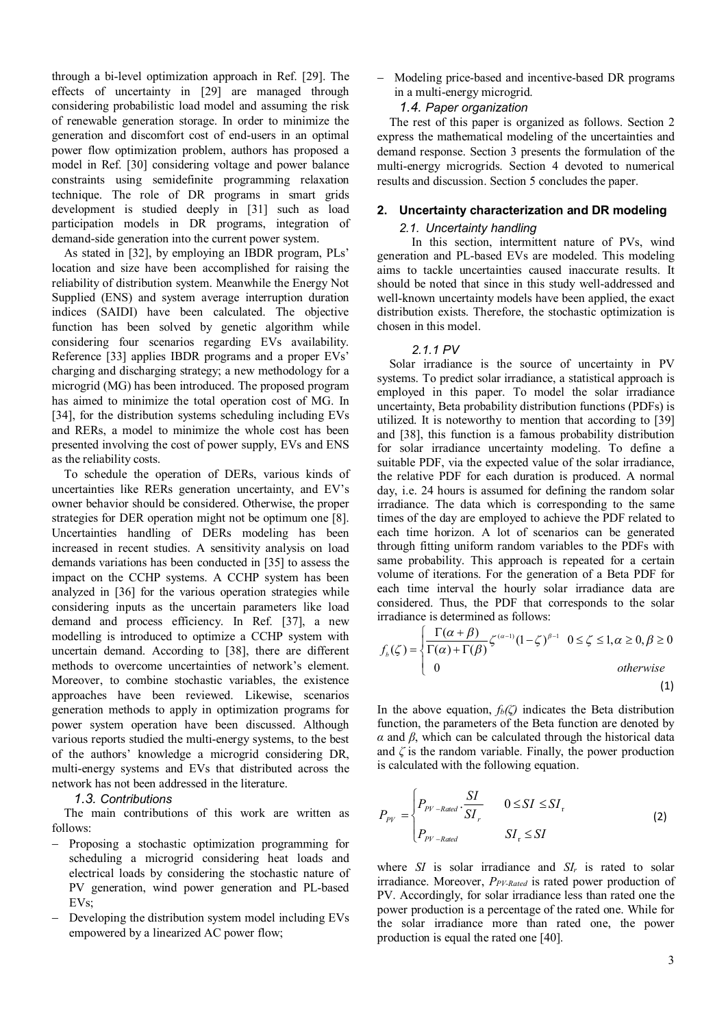through a bi-level optimization approach in Ref. [29]. The effects of uncertainty in [29] are managed through considering probabilistic load model and assuming the risk of renewable generation storage. In order to minimize the generation and discomfort cost of end-users in an optimal power flow optimization problem, authors has proposed a model in Ref. [30] considering voltage and power balance constraints using semidefinite programming relaxation technique. The role of DR programs in smart grids development is studied deeply in [31] such as load participation models in DR programs, integration of demand-side generation into the current power system.

As stated in [32], by employing an IBDR program, PLs' location and size have been accomplished for raising the reliability of distribution system. Meanwhile the Energy Not Supplied (ENS) and system average interruption duration indices (SAIDI) have been calculated. The objective function has been solved by genetic algorithm while considering four scenarios regarding EVs availability. Reference [33] applies IBDR programs and a proper EVs' charging and discharging strategy; a new methodology for a microgrid (MG) has been introduced. The proposed program has aimed to minimize the total operation cost of MG. In [34], for the distribution systems scheduling including EVs and RERs, a model to minimize the whole cost has been presented involving the cost of power supply, EVs and ENS as the reliability costs.

To schedule the operation of DERs, various kinds of uncertainties like RERs generation uncertainty, and EV's owner behavior should be considered. Otherwise, the proper strategies for DER operation might not be optimum one [8]. Uncertainties handling of DERs modeling has been increased in recent studies. A sensitivity analysis on load demands variations has been conducted in [35] to assess the impact on the CCHP systems. A CCHP system has been analyzed in [36] for the various operation strategies while considering inputs as the uncertain parameters like load demand and process efficiency. In Ref. [37], a new modelling is introduced to optimize a CCHP system with uncertain demand. According to [38], there are different methods to overcome uncertainties of network's element. Moreover, to combine stochastic variables, the existence approaches have been reviewed. Likewise, scenarios generation methods to apply in optimization programs for power system operation have been discussed. Although various reports studied the multi-energy systems, to the best of the authors' knowledge a microgrid considering DR, multi-energy systems and EVs that distributed across the network has not been addressed in the literature.

### 1.3. Contributions

The main contributions of this work are written as follows:

- Proposing a stochastic optimization programming for scheduling a microgrid considering heat loads and electrical loads by considering the stochastic nature of PV generation, wind power generation and PL-based EVs;
- Developing the distribution system model including EVs empowered by a linearized AC power flow;
- Modeling price-based and incentive-based DR programs in a multi-energy microgrid.

### 1.4. Paper organization

The rest of this paper is organized as follows. Section 2 express the mathematical modeling of the uncertainties and demand response. Section 3 presents the formulation of the multi-energy microgrids. Section 4 devoted to numerical results and discussion. Section 5 concludes the paper.

## 2. Uncertainty characterization and DR modeling

### 2.1. Uncertainty handling

In this section, intermittent nature of PVs, wind generation and PL-based EVs are modeled. This modeling aims to tackle uncertainties caused inaccurate results. It should be noted that since in this study well-addressed and well-known uncertainty models have been applied, the exact distribution exists. Therefore, the stochastic optimization is chosen in this model.

#### 2.1.1 PV

Solar irradiance is the source of uncertainty in PV systems. To predict solar irradiance, a statistical approach is employed in this paper. To model the solar irradiance uncertainty, Beta probability distribution functions (PDFs) is utilized. It is noteworthy to mention that according to [39] and [38], this function is a famous probability distribution for solar irradiance uncertainty modeling. To define a suitable PDF, via the expected value of the solar irradiance, the relative PDF for each duration is produced. A normal day, i.e. 24 hours is assumed for defining the random solar irradiance. The data which is corresponding to the same times of the day are employed to achieve the PDF related to each time horizon. A lot of scenarios can be generated through fitting uniform random variables to the PDFs with same probability. This approach is repeated for a certain volume of iterations. For the generation of a Beta PDF for each time interval the hourly solar irradiance data are considered. Thus, the PDF that corresponds to the solar irradiance is determined as follows:

$$f_b(\zeta) = \begin{cases} \dfrac{\Gamma(\alpha+\beta)}{\Gamma(\alpha)+\Gamma(\beta)} \zeta^{(\alpha-1)} (1-\zeta)^{\beta-1} & 0 \le \zeta \le 1, \alpha \ge 0, \beta \ge 0 \\ 0 & otherwise \end{cases} \tag{1}$$

In the above equation, $f_b(\zeta)$ indicates the Beta distribution function, the parameters of the Beta function are denoted by $\alpha$ and $\beta$, which can be calculated through the historical data and $\zeta$ is the random variable. Finally, the power production is calculated with the following equation.

$$P_{PV} = \begin{cases} P_{PV-Rated} \cdot \dfrac{SI}{SI_r} & 0 \le SI \le SI_r \\ P_{PV-Rated} & SI_r \le SI \end{cases} \tag{2}$$

where $SI$ is solar irradiance and $SI_r$ is rated to solar irradiance. Moreover, $P_{PV\text{-}Rated}$ is rated power production of PV. Accordingly, for solar irradiance less than rated one the power production is a percentage of the rated one. While for the solar irradiance more than rated one, the power production is equal the rated one [40].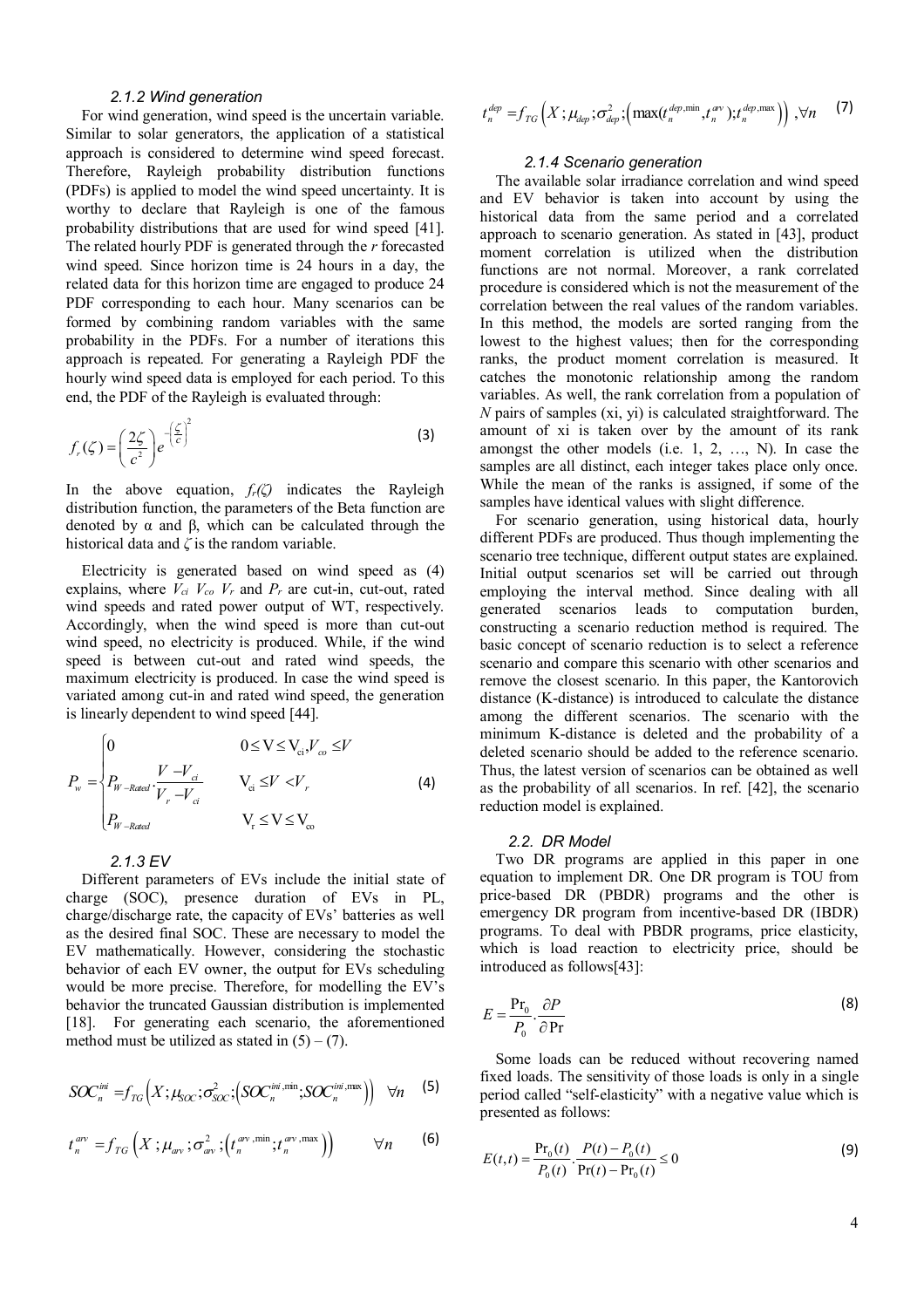#### 2.1.2 Wind generation

For wind generation, wind speed is the uncertain variable. Similar to solar generators, the application of a statistical approach is considered to determine wind speed forecast. Therefore, Rayleigh probability distribution functions (PDFs) is applied to model the wind speed uncertainty. It is worthy to declare that Rayleigh is one of the famous probability distributions that are used for wind speed [41]. The related hourly PDF is generated through the *r* forecasted wind speed. Since horizon time is 24 hours in a day, the related data for this horizon time are engaged to produce 24 PDF corresponding to each hour. Many scenarios can be formed by combining random variables with the same probability in the PDFs. For a number of iterations this approach is repeated. For generating a Rayleigh PDF the hourly wind speed data is employed for each period. To this end, the PDF of the Rayleigh is evaluated through:

$$f_r(\zeta) = \left(\frac{2\zeta}{c^2}\right) e^{-\left(\frac{\zeta}{c}\right)^2} \tag{3}$$

In the above equation, $f_r(\zeta)$ indicates the Rayleigh distribution function, the parameters of the Beta function are denoted by α and β, which can be calculated through the historical data and $\zeta$ is the random variable.

Electricity is generated based on wind speed as (4) explains, where $V_{ci}$ $V_{co}$ $V_r$ and $P_r$ are cut-in, cut-out, rated wind speeds and rated power output of WT, respectively. Accordingly, when the wind speed is more than cut-out wind speed, no electricity is produced. While, if the wind speed is between cut-out and rated wind speeds, the maximum electricity is produced. In case the wind speed is variated among cut-in and rated wind speed, the generation is linearly dependent to wind speed [44].

$$P_w = \begin{cases} 0 & 0 \le V \le V_{ci}, V_{co} \le V \\ P_{W-Rated} \cdot \dfrac{V - V_{ci}}{V_r - V_{ci}} & V_{ci} \le V < V_r \\ P_{W-Rated} & V_r \le V \le V_{co} \end{cases} \tag{4}$$

#### 2.1.3 EV

Different parameters of EVs include the initial state of charge (SOC), presence duration of EVs in PL, charge/discharge rate, the capacity of EVs' batteries as well as the desired final SOC. These are necessary to model the EV mathematically. However, considering the stochastic behavior of each EV owner, the output for EVs scheduling would be more precise. Therefore, for modelling the EV's behavior the truncated Gaussian distribution is implemented [18]. For generating each scenario, the aforementioned method must be utilized as stated in (5) – (7).

$$SOC_n^{ini} = f_{TG}\left(X; \mu_{SOC}; \sigma_{SOC}^2; \left(SOC_n^{ini,\min}; SOC_n^{ini,\max}\right)\right) \quad \forall n \tag{5}$$

$$t_n^{arv} = f_{TG}\left(X; \mu_{arv}; \sigma_{arv}^2; \left(t_n^{arv,\min}; t_n^{arv,\max}\right)\right) \quad \forall n \tag{6}$$

$$t_n^{dep} = f_{TG}\left(X; \mu_{dep}; \sigma_{dep}^2; \left(\max(t_n^{dep,\min}, t_n^{arv}); t_n^{dep,\max}\right)\right), \forall n \tag{7}$$

#### 2.1.4 Scenario generation

The available solar irradiance correlation and wind speed and EV behavior is taken into account by using the historical data from the same period and a correlated approach to scenario generation. As stated in [43], product moment correlation is utilized when the distribution functions are not normal. Moreover, a rank correlated procedure is considered which is not the measurement of the correlation between the real values of the random variables. In this method, the models are sorted ranging from the lowest to the highest values; then for the corresponding ranks, the product moment correlation is measured. It catches the monotonic relationship among the random variables. As well, the rank correlation from a population of *N* pairs of samples (xi, yi) is calculated straightforward. The amount of xi is taken over by the amount of its rank amongst the other models (i.e. 1, 2, …, N). In case the samples are all distinct, each integer takes place only once. While the mean of the ranks is assigned, if some of the samples have identical values with slight difference.

For scenario generation, using historical data, hourly different PDFs are produced. Thus though implementing the scenario tree technique, different output states are explained. Initial output scenarios set will be carried out through employing the interval method. Since dealing with all generated scenarios leads to computation burden, constructing a scenario reduction method is required. The basic concept of scenario reduction is to select a reference scenario and compare this scenario with other scenarios and remove the closest scenario. In this paper, the Kantorovich distance (K-distance) is introduced to calculate the distance among the different scenarios. The scenario with the minimum K-distance is deleted and the probability of a deleted scenario should be added to the reference scenario. Thus, the latest version of scenarios can be obtained as well as the probability of all scenarios. In ref. [42], the scenario reduction model is explained.

### 2.2. DR Model

Two DR programs are applied in this paper in one equation to implement DR. One DR program is TOU from price-based DR (PBDR) programs and the other is emergency DR program from incentive-based DR (IBDR) programs. To deal with PBDR programs, price elasticity, which is load reaction to electricity price, should be introduced as follows[43]:

$$E = \frac{\Pr_0}{P_0} \cdot \frac{\partial P}{\partial \Pr} \tag{8}$$

Some loads can be reduced without recovering named fixed loads. The sensitivity of those loads is only in a single period called "self-elasticity" with a negative value which is presented as follows:

$$E(t,t) = \frac{\Pr_0(t)}{P_0(t)} \cdot \frac{P(t) - P_0(t)}{\Pr(t) - \Pr_0(t)} \le 0 \tag{9}$$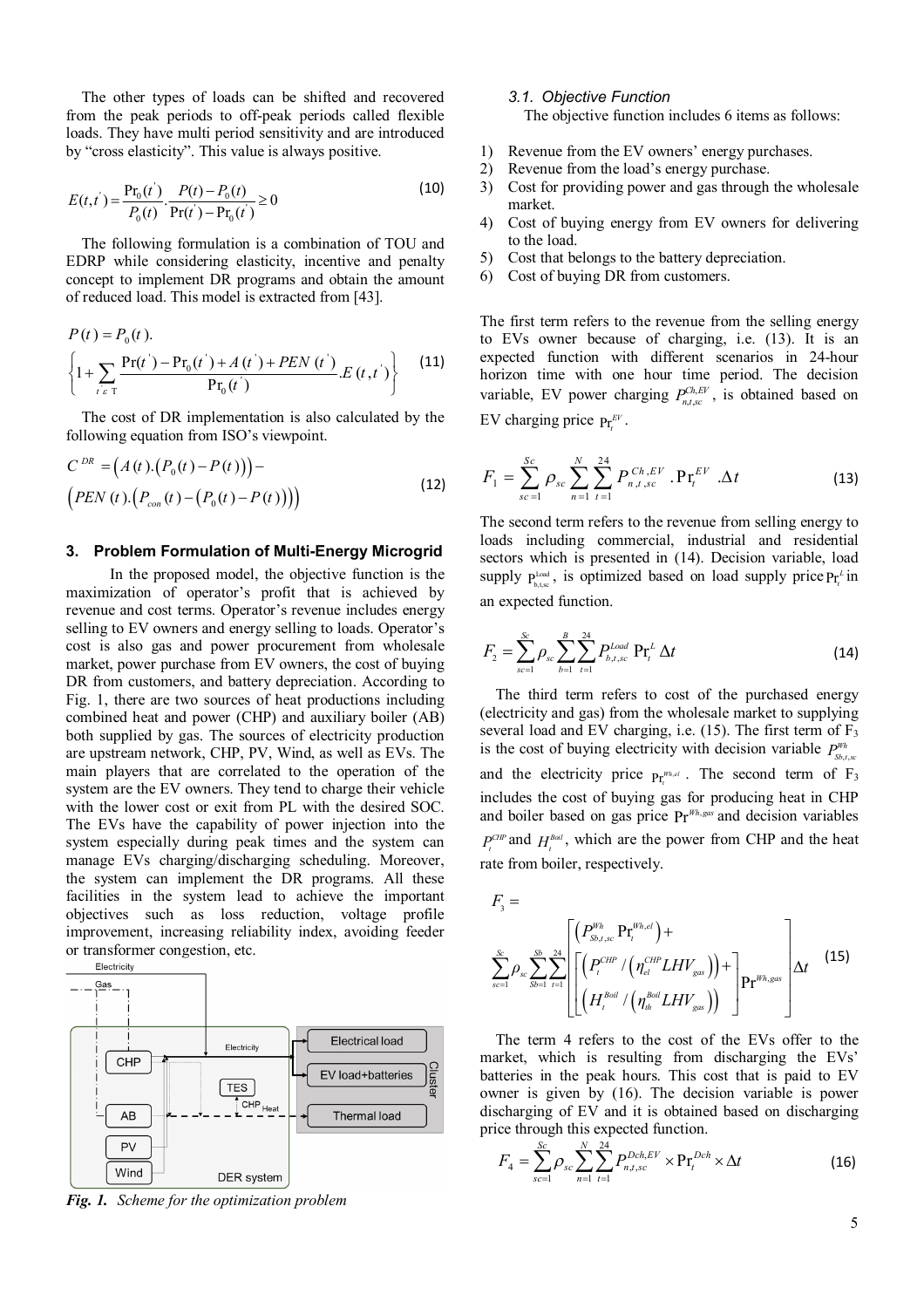The other types of loads can be shifted and recovered from the peak periods to off-peak periods called flexible loads. They have multi period sensitivity and are introduced by "cross elasticity". This value is always positive.

$$E(t,t^{'}) = \frac{\Pr_0(t^{'})}{P_0(t)} \cdot \frac{P(t) - P_0(t)}{\Pr(t^{'}) - \Pr_0(t^{'})} \geq 0 \tag{10}$$

The following formulation is a combination of TOU and EDRP while considering elasticity, incentive and penalty concept to implement DR programs and obtain the amount of reduced load. This model is extracted from [43].

$$P(t) = P_0(t). \left\{ 1 + \sum_{t^{'} \varepsilon \mathrm{T}} \frac{\Pr(t^{'}) - \Pr_0(t^{'}) + A(t^{'}) + PEN(t^{'})}{\Pr_0(t^{'})} . E(t,t^{'}) \right\} \tag{11}$$

The cost of DR implementation is also calculated by the following equation from ISO's viewpoint.

$$C^{DR} = \left( A(t).\left( P_0(t) - P(t) \right) \right) - \left( PEN(t).\left( P_{con}(t) - \left( P_0(t) - P(t) \right) \right) \right) \tag{12}$$

## 3. Problem Formulation of Multi-Energy Microgrid

In the proposed model, the objective function is the maximization of operator's profit that is achieved by revenue and cost terms. Operator's revenue includes energy selling to EV owners and energy selling to loads. Operator's cost is also gas and power procurement from wholesale market, power purchase from EV owners, the cost of buying DR from customers, and battery depreciation. According to Fig. 1, there are two sources of heat productions including combined heat and power (CHP) and auxiliary boiler (AB) both supplied by gas. The sources of electricity production are upstream network, CHP, PV, Wind, as well as EVs. The main players that are correlated to the operation of the system are the EV owners. They tend to charge their vehicle with the lower cost or exit from PL with the desired SOC. The EVs have the capability of power injection into the system especially during peak times and the system can manage EVs charging/discharging scheduling. Moreover, the system can implement the DR programs. All these facilities in the system lead to achieve the important objectives such as loss reduction, voltage profile improvement, increasing reliability index, avoiding feeder or transformer congestion, etc.

*Fig. 1. Scheme for the optimization problem*

### 3.1. Objective Function

The objective function includes 6 items as follows:

1) Revenue from the EV owners' energy purchases.
2) Revenue from the load's energy purchase.
3) Cost for providing power and gas through the wholesale market.
4) Cost of buying energy from EV owners for delivering to the load.
5) Cost that belongs to the battery depreciation.
6) Cost of buying DR from customers.

The first term refers to the revenue from the selling energy to EVs owner because of charging, i.e. (13). It is an expected function with different scenarios in 24-hour horizon time with one hour time period. The decision variable, EV power charging $P_{n,t,sc}^{Ch,EV}$, is obtained based on EV charging price $\Pr_t^{EV}$.

$$F_1 = \sum_{sc=1}^{Sc} \rho_{sc} \sum_{n=1}^{N} \sum_{t=1}^{24} P_{n,t,sc}^{Ch,EV} . \Pr_t^{EV} .\Delta t \tag{13}$$

The second term refers to the revenue from selling energy to loads including commercial, industrial and residential sectors which is presented in (14). Decision variable, load supply $\mathrm{P}_{b,t,sc}^{Load}$, is optimized based on load supply price $\Pr_t^L$ in an expected function.

$$F_2 = \sum_{sc=1}^{Sc} \rho_{sc} \sum_{b=1}^{B} \sum_{t=1}^{24} P_{b,t,sc}^{Load} \Pr_t^L \Delta t \tag{14}$$

The third term refers to cost of the purchased energy (electricity and gas) from the wholesale market to supplying several load and EV charging, i.e. (15). The first term of $F_3$ is the cost of buying electricity with decision variable $P_{Sb,t,sc}^{Wh}$ and the electricity price $\Pr_t^{Wh,el}$. The second term of $F_3$ includes the cost of buying gas for producing heat in CHP and boiler based on gas price $\Pr^{Wh,gas}$ and decision variables $P_t^{CHP}$ and $H_t^{Boil}$, which are the power from CHP and the heat rate from boiler, respectively.

$$F_3 = \sum_{sc=1}^{Sc} \rho_{sc} \sum_{Sb=1}^{Sb} \sum_{t=1}^{24} \left[ \begin{array}{l} \left( P_{Sb,t,sc}^{Wh} \Pr_t^{Wh,el} \right) + \\ \left[ \begin{array}{l} \left( P_t^{CHP} / \left( \eta_{el}^{CHP} LHV_{gas} \right) \right) + \\ \left( H_t^{Boil} / \left( \eta_{th}^{Boil} LHV_{gas} \right) \right) \end{array} \right] \Pr^{Wh,gas} \end{array} \right] \Delta t \tag{15}$$

The term 4 refers to the cost of the EVs offer to the market, which is resulting from discharging the EVs' batteries in the peak hours. This cost that is paid to EV owner is given by (16). The decision variable is power discharging of EV and it is obtained based on discharging price through this expected function.

$$F_4 = \sum_{sc=1}^{Sc} \rho_{sc} \sum_{n=1}^{N} \sum_{t=1}^{24} P_{n,t,sc}^{Dch,EV} \times \Pr_t^{Dch} \times \Delta t \tag{16}$$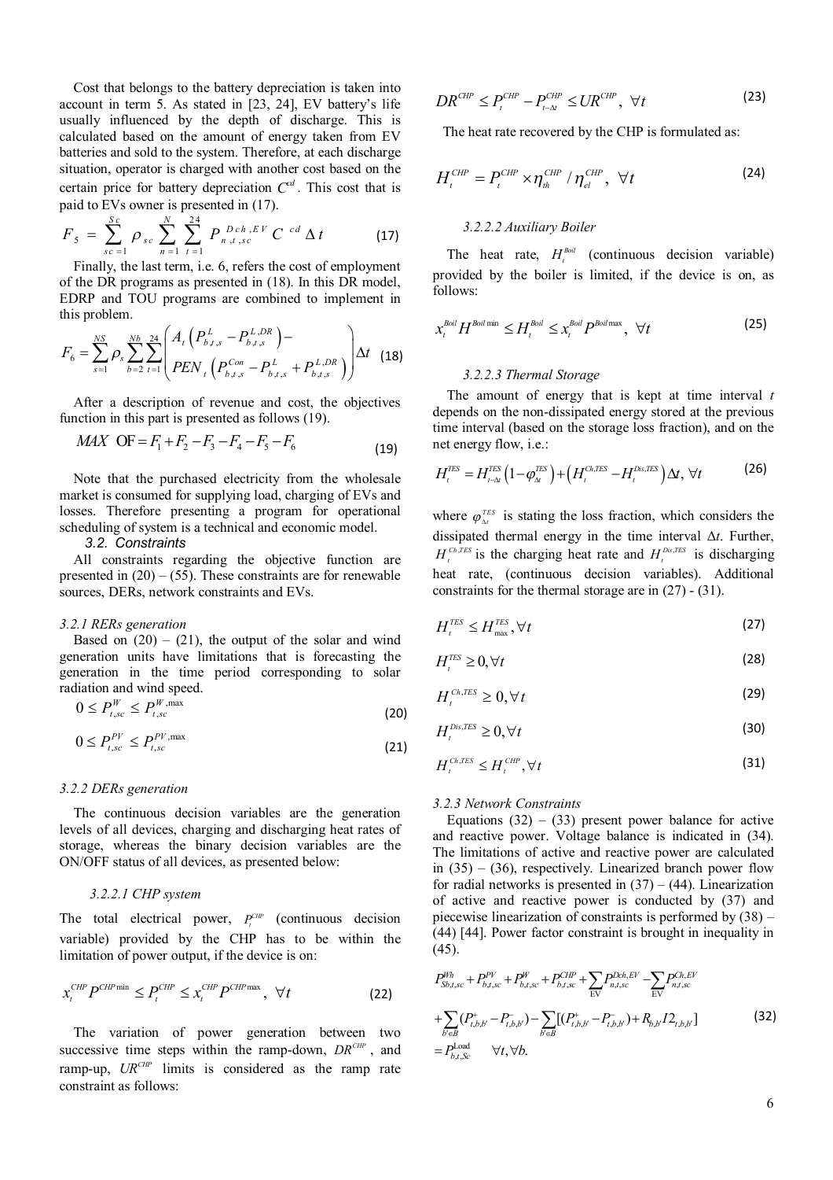Cost that belongs to the battery depreciation is taken into account in term 5. As stated in [23, 24], EV battery's life usually influenced by the depth of discharge. This is calculated based on the amount of energy taken from EV batteries and sold to the system. Therefore, at each discharge situation, operator is charged with another cost based on the certain price for battery depreciation $C^{cd}$. This cost that is paid to EVs owner is presented in (17).

$$F_5 = \sum_{sc=1}^{Sc} \rho_{sc} \sum_{n=1}^{N} \sum_{t=1}^{24} P_{n,t,sc}^{Dch,EV} C^{cd} \Delta t \tag{17}$$

Finally, the last term, i.e. 6, refers the cost of employment of the DR programs as presented in (18). In this DR model, EDRP and TOU programs are combined to implement in this problem.

$$F_6 = \sum_{s=1}^{NS} \rho_s \sum_{b=2}^{Nb} \sum_{t=1}^{24} \begin{pmatrix} A_t \left( P_{b,t,s}^{L} - P_{b,t,s}^{L,DR} \right) - \\ PEN_t \left( P_{b,t,s}^{Con} - P_{b,t,s}^{L} + P_{b,t,s}^{L,DR} \right) \end{pmatrix} \Delta t \tag{18}$$

After a description of revenue and cost, the objectives function in this part is presented as follows (19).

$$MAX \;\; \text{OF} = F_1 + F_2 - F_3 - F_4 - F_5 - F_6 \tag{19}$$

Note that the purchased electricity from the wholesale market is consumed for supplying load, charging of EVs and losses. Therefore presenting a program for operational scheduling of system is a technical and economic model.

### 3.2. Constraints

All constraints regarding the objective function are presented in (20) – (55). These constraints are for renewable sources, DERs, network constraints and EVs.

#### 3.2.1 RERs generation

Based on (20) – (21), the output of the solar and wind generation units have limitations that is forecasting the generation in the time period corresponding to solar radiation and wind speed.

$$0 \le P_{t,sc}^{W} \le P_{t,sc}^{W,\max} \tag{20}$$

$$0 \le P_{t,sc}^{PV} \le P_{t,sc}^{PV,\max} \tag{21}$$

#### 3.2.2 DERs generation

The continuous decision variables are the generation levels of all devices, charging and discharging heat rates of storage, whereas the binary decision variables are the ON/OFF status of all devices, as presented below:

##### 3.2.2.1 CHP system

The total electrical power, $P_t^{CHP}$ (continuous decision variable) provided by the CHP has to be within the limitation of power output, if the device is on:

$$x_t^{CHP} P^{CHP\min} \le P_t^{CHP} \le x_t^{CHP} P^{CHP\max}, \;\; \forall t \tag{22}$$

The variation of power generation between two successive time steps within the ramp-down, $DR^{CHP}$, and ramp-up, $UR^{CHP}$ limits is considered as the ramp rate constraint as follows:

$$DR^{CHP} \le P_t^{CHP} - P_{t-\Delta t}^{CHP} \le UR^{CHP}, \;\; \forall t \tag{23}$$

The heat rate recovered by the CHP is formulated as:

$$H_t^{CHP} = P_t^{CHP} \times \eta_{th}^{CHP} / \eta_{el}^{CHP}, \;\; \forall t \tag{24}$$

##### 3.2.2.2 Auxiliary Boiler

The heat rate, $H_t^{Boil}$ (continuous decision variable) provided by the boiler is limited, if the device is on, as follows:

$$x_t^{Boil} H^{Boil\min} \le H_t^{Boil} \le x_t^{Boil} P^{Boil\max}, \;\; \forall t \tag{25}$$

##### 3.2.2.3 Thermal Storage

The amount of energy that is kept at time interval $t$ depends on the non-dissipated energy stored at the previous time interval (based on the storage loss fraction), and on the net energy flow, i.e.:

$$H_t^{TES} = H_{t-\Delta t}^{TES} \left(1 - \varphi_{\Delta t}^{TES}\right) + \left(H_t^{Ch,TES} - H_t^{Dis,TES}\right) \Delta t, \; \forall t \tag{26}$$

where $\varphi_{\Delta t}^{TES}$ is stating the loss fraction, which considers the dissipated thermal energy in the time interval $\Delta t$. Further, $H_t^{Ch,TES}$ is the charging heat rate and $H_t^{Dis,TES}$ is discharging heat rate, (continuous decision variables). Additional constraints for the thermal storage are in (27) - (31).

$$H_t^{TES} \le H_{\max}^{TES}, \forall t \tag{27}$$

$$H_t^{TES} \ge 0, \forall t \tag{28}$$

$$H_t^{Ch,TES} \ge 0, \forall t \tag{29}$$

$$H_t^{Dis,TES} \ge 0, \forall t \tag{30}$$

$$H_t^{Ch,TES} \le H_t^{CHP}, \forall t \tag{31}$$

#### 3.2.3 Network Constraints

Equations (32) – (33) present power balance for active and reactive power. Voltage balance is indicated in (34). The limitations of active and reactive power are calculated in (35) – (36), respectively. Linearized branch power flow for radial networks is presented in (37) – (44). Linearization of active and reactive power is conducted by (37) and piecewise linearization of constraints is performed by (38) – (44) [44]. Power factor constraint is brought in inequality in (45).

$$\begin{aligned} &P_{Sb,t,sc}^{Wh} + P_{b,t,sc}^{PV} + P_{b,t,sc}^{W} + P_{b,t,sc}^{CHP} + \sum_{EV} P_{n,t,sc}^{Dch,EV} - \sum_{EV} P_{n,t,sc}^{Ch,EV} \\ &+ \sum_{b' \in B} (P_{t,b,b'}^{+} - P_{t,b,b'}^{-}) - \sum_{b' \in B} [(P_{t,b,b'}^{+} - P_{t,b,b'}^{-}) + R_{b,b'} I2_{t,b,b'}] \\ &= P_{b,t,Sc}^{\text{Load}} \quad \forall t, \forall b. \end{aligned} \tag{32}$$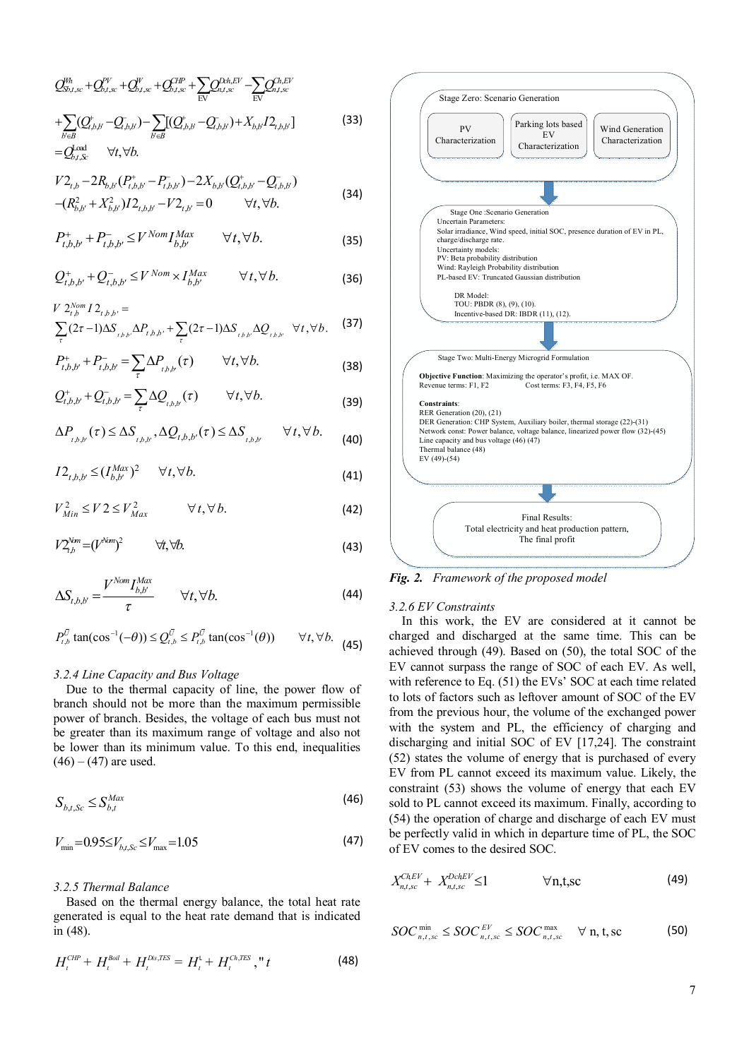$$Q^{Wh}_{Sb,t,sc} + Q^{PV}_{b,t,sc} + Q^{W}_{b,t,sc} + Q^{CHP}_{b,t,sc} + \sum_{EV} Q^{Dch,EV}_{n,t,sc} - \sum_{EV} Q^{Ch,EV}_{n,t,sc}$$

$$+ \sum_{b' \in B} (Q^{+}_{t,b,b'} - Q^{-}_{t,b,b'}) - \sum_{b' \in B} [(Q^{+}_{t,b,b'} - Q^{-}_{t,b,b'}) + X_{b,b'} I2_{t,b,b'}] \tag{33}$$

$$= Q^{Load}_{b,t,Sc} \qquad \forall t, \forall b.$$

$$V2_{t,b} - 2R_{b,b'}(P^{+}_{t,b,b'} - P^{-}_{t,b,b'}) - 2X_{b,b'}(Q^{+}_{t,b,b'} - Q^{-}_{t,b,b'})$$
$$-(R^{2}_{b,b'} + X^{2}_{b,b'}) I2_{t,b,b'} - V2_{t,b'} = 0 \qquad \forall t, \forall b. \tag{34}$$

$$P^{+}_{t,b,b'} + P^{-}_{t,b,b'} \le V^{Nom} I^{Max}_{b,b'} \qquad \forall t, \forall b. \tag{35}$$

$$Q^{+}_{t,b,b'} + Q^{-}_{t,b,b'} \le V^{Nom} \times I^{Max}_{b,b'} \qquad \forall t, \forall b. \tag{36}$$

$$V\,2^{Nom}_{t,b} I2_{t,b,b'} = \sum_{\tau} (2\tau - 1)\Delta S_{t,b,b'} \Delta P_{t,b,b'} + \sum_{\tau} (2\tau - 1)\Delta S_{t,b,b'} \Delta Q_{t,b,b'} \quad \forall t, \forall b. \tag{37}$$

$$P^{+}_{t,b,b'} + P^{-}_{t,b,b'} = \sum_{\tau} \Delta P_{t,b,b'}(\tau) \qquad \forall t, \forall b. \tag{38}$$

$$Q^{+}_{t,b,b'} + Q^{-}_{t,b,b'} = \sum_{\tau} \Delta Q_{t,b,b'}(\tau) \qquad \forall t, \forall b. \tag{39}$$

$$\Delta P_{t,b,b'}(\tau) \le \Delta S_{t,b,b'}, \Delta Q_{t,b,b'}(\tau) \le \Delta S_{t,b,b'} \qquad \forall t, \forall b. \tag{40}$$

$$I2_{t,b,b'} \le (I^{Max}_{b,b'})^{2} \qquad \forall t, \forall b. \tag{41}$$

$$V^{2}_{Min} \le V2 \le V^{2}_{Max} \qquad \forall t, \forall b. \tag{42}$$

$$V2^{Nom}_{t,b} = (V^{Nom})^{2} \qquad \forall t, \forall b. \tag{43}$$

$$\Delta S_{t,b,b'} = \frac{V^{Nom} I^{Max}_{b,b'}}{\tau} \qquad \forall t, \forall b. \tag{44}$$

$$P^{\bar{U}}_{t,b} \tan(\cos^{-1}(-\theta)) \le Q^{\bar{U}}_{t,b} \le P^{\bar{U}}_{t,b} \tan(\cos^{-1}(\theta)) \qquad \forall t, \forall b. \tag{45}$$

### *3.2.4 Line Capacity and Bus Voltage*

Due to the thermal capacity of line, the power flow of branch should not be more than the maximum permissible power of branch. Besides, the voltage of each bus must not be greater than its maximum range of voltage and also not be lower than its minimum value. To this end, inequalities (46) – (47) are used.

$$S_{b,t,Sc} \le S^{Max}_{b,t} \tag{46}$$

$$V_{\min} = 0.95 \le V_{b,t,Sc} \le V_{\max} = 1.05 \tag{47}$$

### *3.2.5 Thermal Balance*

Based on the thermal energy balance, the total heat rate generated is equal to the heat rate demand that is indicated in (48).

$$H^{CHP}_{t} + H^{Boil}_{t} + H^{Dis,TES}_{t} = H^{L}_{t} + H^{Ch,TES}_{t}, \forall t \tag{48}$$

Stage Zero: Scenario Generation
- PV Characterization
- Parking lots based EV Characterization
- Wind Generation Characterization

Stage One :Scenario Generation
Uncertain Parameters:
Solar irradiance, Wind speed, initial SOC, presence duration of EV in PL, charge/discharge rate.
Uncertainty models:
PV: Beta probability distribution
Wind: Rayleigh Probability distribution
PL-based EV: Truncated Gaussian distribution

DR Model:
TOU: PBDR (8), (9), (10).
Incentive-based DR: IBDR (11), (12).

Stage Two: Multi-Energy Microgrid Formulation

**Objective Function**: Maximizing the operator's profit, i.e. MAX OF.
Revenue terms: F1, F2 Cost terms: F3, F4, F5, F6

**Constraints**:
RER Generation (20), (21)
DER Generation: CHP System, Auxiliary boiler, thermal storage (22)-(31)
Network const: Power balance, voltage balance, linearized power flow (32)-(45)
Line capacity and bus voltage (46) (47)
Thermal balance (48)
EV (49)-(54)

Final Results:
Total electricity and heat production pattern,
The final profit

***Fig. 2.*** *Framework of the proposed model*

### *3.2.6 EV Constraints*

In this work, the EV are considered at it cannot be charged and discharged at the same time. This can be achieved through (49). Based on (50), the total SOC of the EV cannot surpass the range of SOC of each EV. As well, with reference to Eq. (51) the EVs' SOC at each time related to lots of factors such as leftover amount of SOC of the EV from the previous hour, the volume of the exchanged power with the system and PL, the efficiency of charging and discharging and initial SOC of EV [17,24]. The constraint (52) states the volume of energy that is purchased of every EV from PL cannot exceed its maximum value. Likely, the constraint (53) shows the volume of energy that each EV sold to PL cannot exceed its maximum. Finally, according to (54) the operation of charge and discharge of each EV must be perfectly valid in which in departure time of PL, the SOC of EV comes to the desired SOC.

$$X^{ChEV}_{n,t,sc} + X^{DchEV}_{n,t,sc} \le 1 \qquad \forall n, t, sc \tag{49}$$

$$SOC^{\min}_{n,t,sc} \le SOC^{EV}_{n,t,sc} \le SOC^{\max}_{n,t,sc} \qquad \forall\ n, t, sc \tag{50}$$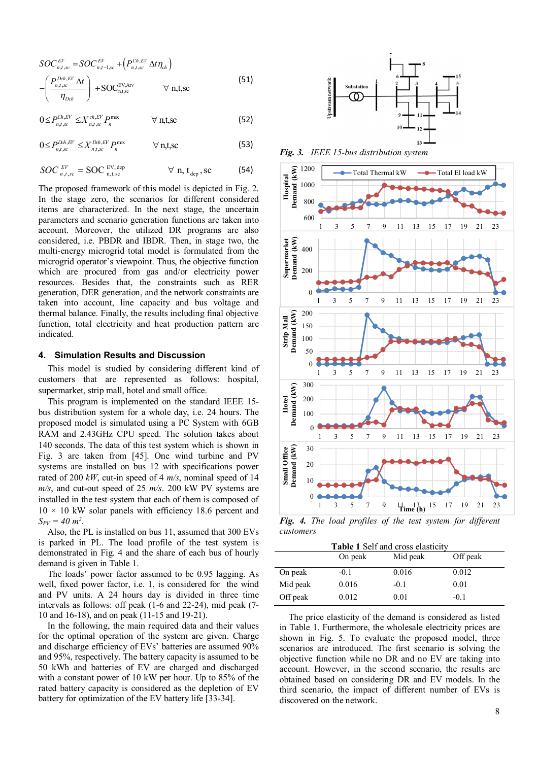$$SOC^{EV}_{n,t,sc} = SOC^{EV}_{n,t-1,sc} + \left(P^{Ch,EV}_{n,t,sc}\Delta t\,\eta_{ch}\right) - \left(\frac{P^{Dch,EV}_{n,t,sc}\Delta t}{\eta_{Dch}}\right) + SOC^{EV,Arv}_{n,t,sc} \qquad \forall\ n,t,sc \tag{51}$$

$$0 \le P^{Ch,EV}_{n,t,sc} \le X^{ch,EV}_{n,t,sc} P^{max}_{n} \qquad \forall\ n,t,sc \tag{52}$$

$$0 \le P^{Dch,EV}_{n,t,sc} \le X^{Dch,EV}_{n,t,sc} P^{max}_{n} \qquad \forall\ n,t,sc \tag{53}$$

$$SOC^{EV}_{n,t,sc} = SOC^{EV,dep}_{n,t,sc} \qquad \forall\ n,\ t_{dep},sc \tag{54}$$

The proposed framework of this model is depicted in Fig. 2. In the stage zero, the scenarios for different considered items are characterized. In the next stage, the uncertain parameters and scenario generation functions are taken into account. Moreover, the utilized DR programs are also considered, i.e. PBDR and IBDR. Then, in stage two, the multi-energy microgrid total model is formulated from the microgrid operator's viewpoint. Thus, the objective function which are procured from gas and/or electricity power resources. Besides that, the constraints such as RER generation, DER generation, and the network constraints are taken into account, line capacity and bus voltage and thermal balance. Finally, the results including final objective function, total electricity and heat production pattern are indicated.

## 4. Simulation Results and Discussion

This model is studied by considering different kind of customers that are represented as follows: hospital, supermarket, strip mall, hotel and small office.

This program is implemented on the standard IEEE 15-bus distribution system for a whole day, i.e. 24 hours. The proposed model is simulated using a PC System with 6GB RAM and 2.43GHz CPU speed. The solution takes about 140 seconds. The data of this test system which is shown in Fig. 3 are taken from [45]. One wind turbine and PV systems are installed on bus 12 with specifications power rated of 200 *kW*, cut-in speed of 4 *m/s*, nominal speed of 14 *m/s*, and cut-out speed of 25 *m/s*. 200 kW PV systems are installed in the test system that each of them is composed of 10 × 10 kW solar panels with efficiency 18.6 percent and $S_{PV}$ = 40 $m^2$.

Also, the PL is installed on bus 11, assumed that 300 EVs is parked in PL. The load profile of the test system is demonstrated in Fig. 4 and the share of each bus of hourly demand is given in Table 1.

The loads' power factor assumed to be 0.95 lagging. As well, fixed power factor, i.e. 1, is considered for the wind and PV units. A 24 hours day is divided in three time intervals as follows: off peak (1-6 and 22-24), mid peak (7-10 and 16-18), and on peak (11-15 and 19-21).

In the following, the main required data and their values for the optimal operation of the system are given. Charge and discharge efficiency of EVs' batteries are assumed 90% and 95%, respectively. The battery capacity is assumed to be 50 kWh and batteries of EV are charged and discharged with a constant power of 10 kW per hour. Up to 85% of the rated battery capacity is considered as the depletion of EV battery for optimization of the EV battery life [33-34].

*Fig. 3. IEEE 15-bus distribution system*

*Fig. 4. The load profiles of the test system for different customers*

**Table 1** Self and cross elasticity

| | On peak | Mid peak | Off peak |
|---|---|---|---|
| On peak | -0.1 | 0.016 | 0.012 |
| Mid peak | 0.016 | -0.1 | 0.01 |
| Off peak | 0.012 | 0.01 | -0.1 |

The price elasticity of the demand is considered as listed in Table 1. Furthermore, the wholesale electricity prices are shown in Fig. 5. To evaluate the proposed model, three scenarios are introduced. The first scenario is solving the objective function while no DR and no EV are taking into account. However, in the second scenario, the results are obtained based on considering DR and EV models. In the third scenario, the impact of different number of EVs is discovered on the network.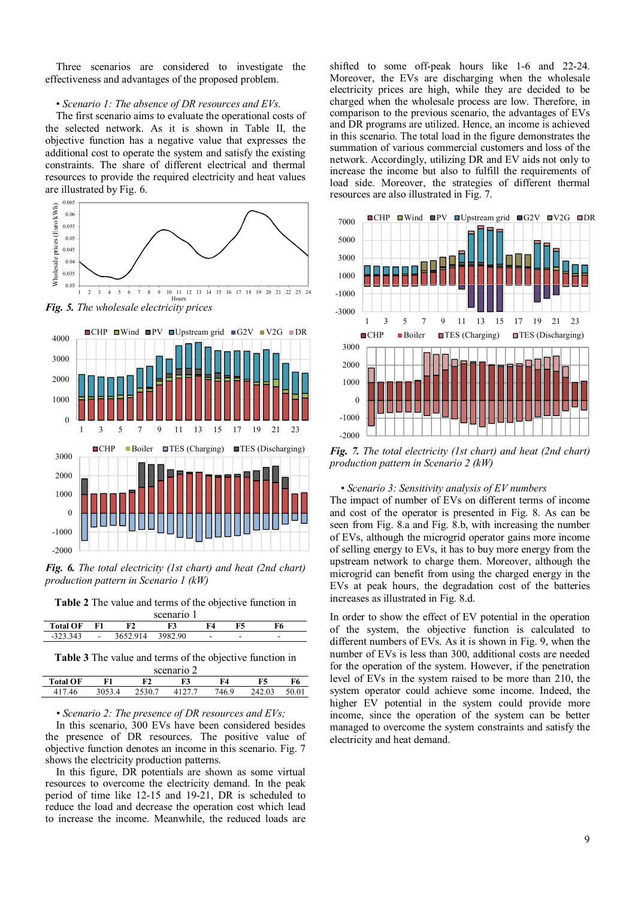Three scenarios are considered to investigate the effectiveness and advantages of the proposed problem.

• *Scenario 1: The absence of DR resources and EVs.*

The first scenario aims to evaluate the operational costs of the selected network. As it is shown in Table II, the objective function has a negative value that expresses the additional cost to operate the system and satisfy the existing constraints. The share of different electrical and thermal resources to provide the required electricity and heat values are illustrated by Fig. 6.

***Fig. 5.*** *The wholesale electricity prices*

***Fig. 6.*** *The total electricity (1st chart) and heat (2nd chart) production pattern in Scenario 1 (kW)*

**Table 2** The value and terms of the objective function in scenario 1

| Total OF | F1 | F2 | F3 | F4 | F5 | F6 |
|---|---|---|---|---|---|---|
| -323.343 | - | 3652.914 | 3982.90 | - | - | - |

**Table 3** The value and terms of the objective function in scenario 2

| Total OF | F1 | F2 | F3 | F4 | F5 | F6 |
|---|---|---|---|---|---|---|
| 417.46 | 3053.4 | 2530.7 | 4127.7 | 746.9 | 242.03 | 50.01 |

• *Scenario 2: The presence of DR resources and EVs;*

In this scenario, 300 EVs have been considered besides the presence of DR resources. The positive value of objective function denotes an income in this scenario. Fig. 7 shows the electricity production patterns.

In this figure, DR potentials are shown as some virtual resources to overcome the electricity demand. In the peak period of time like 12-15 and 19-21, DR is scheduled to reduce the load and decrease the operation cost which lead to increase the income. Meanwhile, the reduced loads are shifted to some off-peak hours like 1-6 and 22-24. Moreover, the EVs are discharging when the wholesale electricity prices are high, while they are decided to be charged when the wholesale process are low. Therefore, in comparison to the previous scenario, the advantages of EVs and DR programs are utilized. Hence, an income is achieved in this scenario. The total load in the figure demonstrates the summation of various commercial customers and loss of the network. Accordingly, utilizing DR and EV aids not only to increase the income but also to fulfill the requirements of load side. Moreover, the strategies of different thermal resources are also illustrated in Fig. 7.

***Fig. 7.*** *The total electricity (1st chart) and heat (2nd chart) production pattern in Scenario 2 (kW)*

• *Scenario 3: Sensitivity analysis of EV numbers*

The impact of number of EVs on different terms of income and cost of the operator is presented in Fig. 8. As can be seen from Fig. 8.a and Fig. 8.b, with increasing the number of EVs, although the microgrid operator gains more income of selling energy to EVs, it has to buy more energy from the upstream network to charge them. Moreover, although the microgrid can benefit from using the charged energy in the EVs at peak hours, the degradation cost of the batteries increases as illustrated in Fig. 8.d.

In order to show the effect of EV potential in the operation of the system, the objective function is calculated to different numbers of EVs. As it is shown in Fig. 9, when the number of EVs is less than 300, additional costs are needed for the operation of the system. However, if the penetration level of EVs in the system raised to be more than 210, the system operator could achieve some income. Indeed, the higher EV potential in the system could provide more income, since the operation of the system can be better managed to overcome the system constraints and satisfy the electricity and heat demand.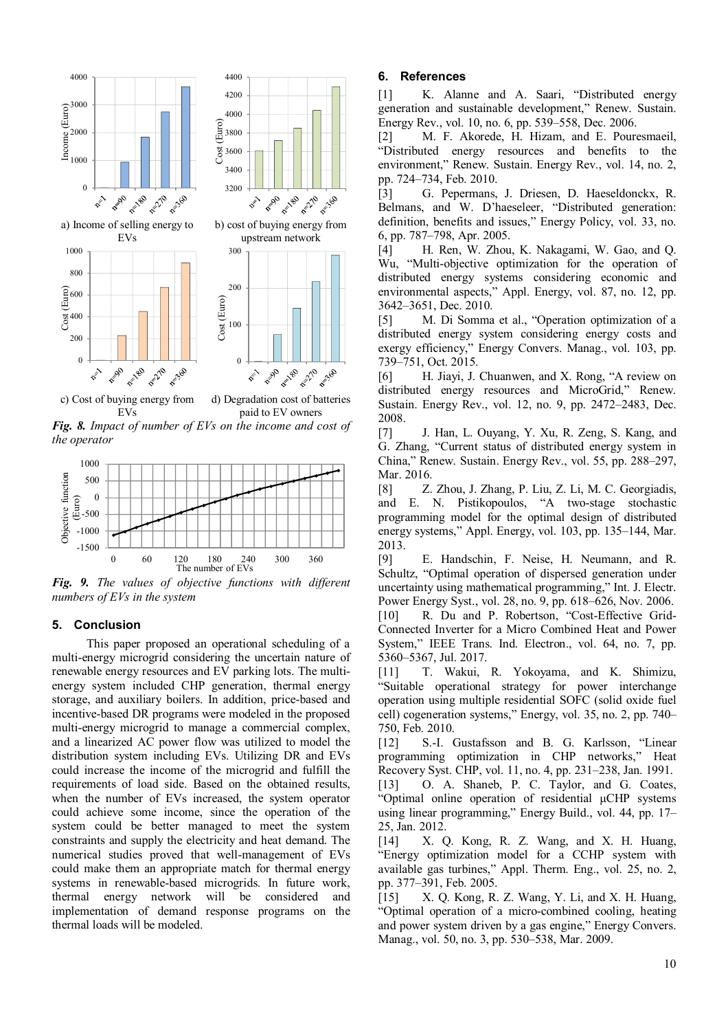a) Income of selling energy to EVs

b) cost of buying energy from upstream network

c) Cost of buying energy from EVs

d) Degradation cost of batteries paid to EV owners

***Fig. 8.*** *Impact of number of EVs on the income and cost of the operator*

***Fig. 9.*** *The values of objective functions with different numbers of EVs in the system*

## 5. Conclusion

This paper proposed an operational scheduling of a multi-energy microgrid considering the uncertain nature of renewable energy resources and EV parking lots. The multi-energy system included CHP generation, thermal energy storage, and auxiliary boilers. In addition, price-based and incentive-based DR programs were modeled in the proposed multi-energy microgrid to manage a commercial complex, and a linearized AC power flow was utilized to model the distribution system including EVs. Utilizing DR and EVs could increase the income of the microgrid and fulfill the requirements of load side. Based on the obtained results, when the number of EVs increased, the system operator could achieve some income, since the operation of the system could be better managed to meet the system constraints and supply the electricity and heat demand. The numerical studies proved that well-management of EVs could make them an appropriate match for thermal energy systems in renewable-based microgrids. In future work, thermal energy network will be considered and implementation of demand response programs on the thermal loads will be modeled.

## 6. References

[1] K. Alanne and A. Saari, "Distributed energy generation and sustainable development," Renew. Sustain. Energy Rev., vol. 10, no. 6, pp. 539–558, Dec. 2006.

[2] M. F. Akorede, H. Hizam, and E. Pouresmaeil, "Distributed energy resources and benefits to the environment," Renew. Sustain. Energy Rev., vol. 14, no. 2, pp. 724–734, Feb. 2010.

[3] G. Pepermans, J. Driesen, D. Haeseldonckx, R. Belmans, and W. D'haeseleer, "Distributed generation: definition, benefits and issues," Energy Policy, vol. 33, no. 6, pp. 787–798, Apr. 2005.

[4] H. Ren, W. Zhou, K. Nakagami, W. Gao, and Q. Wu, "Multi-objective optimization for the operation of distributed energy systems considering economic and environmental aspects," Appl. Energy, vol. 87, no. 12, pp. 3642–3651, Dec. 2010.

[5] M. Di Somma et al., "Operation optimization of a distributed energy system considering energy costs and exergy efficiency," Energy Convers. Manag., vol. 103, pp. 739–751, Oct. 2015.

[6] H. Jiayi, J. Chuanwen, and X. Rong, "A review on distributed energy resources and MicroGrid," Renew. Sustain. Energy Rev., vol. 12, no. 9, pp. 2472–2483, Dec. 2008.

[7] J. Han, L. Ouyang, Y. Xu, R. Zeng, S. Kang, and G. Zhang, "Current status of distributed energy system in China," Renew. Sustain. Energy Rev., vol. 55, pp. 288–297, Mar. 2016.

[8] Z. Zhou, J. Zhang, P. Liu, Z. Li, M. C. Georgiadis, and E. N. Pistikopoulos, "A two-stage stochastic programming model for the optimal design of distributed energy systems," Appl. Energy, vol. 103, pp. 135–144, Mar. 2013.

[9] E. Handschin, F. Neise, H. Neumann, and R. Schultz, "Optimal operation of dispersed generation under uncertainty using mathematical programming," Int. J. Electr. Power Energy Syst., vol. 28, no. 9, pp. 618–626, Nov. 2006.

[10] R. Du and P. Robertson, "Cost-Effective Grid-Connected Inverter for a Micro Combined Heat and Power System," IEEE Trans. Ind. Electron., vol. 64, no. 7, pp. 5360–5367, Jul. 2017.

[11] T. Wakui, R. Yokoyama, and K. Shimizu, "Suitable operational strategy for power interchange operation using multiple residential SOFC (solid oxide fuel cell) cogeneration systems," Energy, vol. 35, no. 2, pp. 740–750, Feb. 2010.

[12] S.-I. Gustafsson and B. G. Karlsson, "Linear programming optimization in CHP networks," Heat Recovery Syst. CHP, vol. 11, no. 4, pp. 231–238, Jan. 1991.

[13] O. A. Shaneb, P. C. Taylor, and G. Coates, "Optimal online operation of residential μCHP systems using linear programming," Energy Build., vol. 44, pp. 17–25, Jan. 2012.

[14] X. Q. Kong, R. Z. Wang, and X. H. Huang, "Energy optimization model for a CCHP system with available gas turbines," Appl. Therm. Eng., vol. 25, no. 2, pp. 377–391, Feb. 2005.

[15] X. Q. Kong, R. Z. Wang, Y. Li, and X. H. Huang, "Optimal operation of a micro-combined cooling, heating and power system driven by a gas engine," Energy Convers. Manag., vol. 50, no. 3, pp. 530–538, Mar. 2009.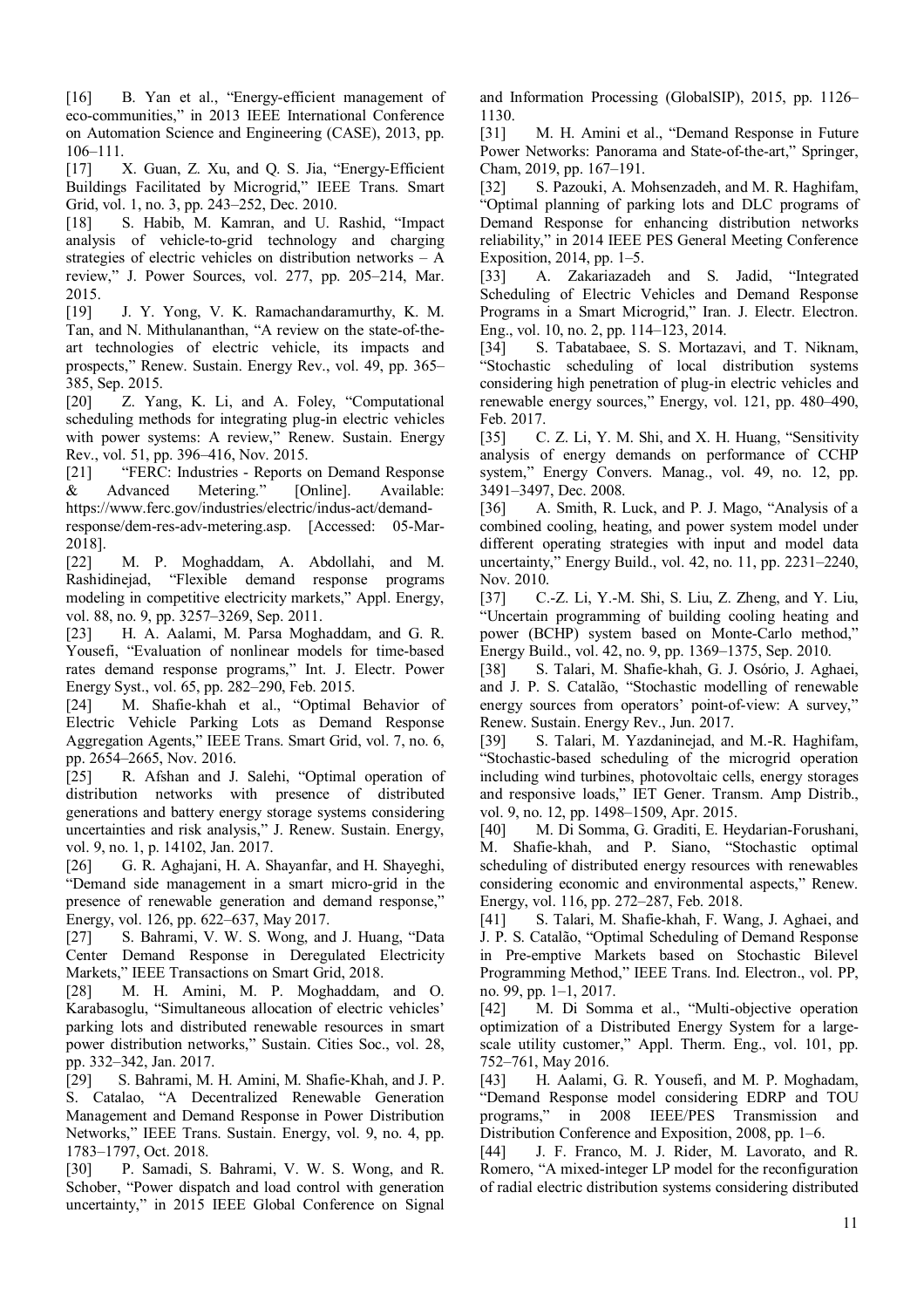[16] B. Yan et al., "Energy-efficient management of eco-communities," in 2013 IEEE International Conference on Automation Science and Engineering (CASE), 2013, pp. 106–111.

[17] X. Guan, Z. Xu, and Q. S. Jia, "Energy-Efficient Buildings Facilitated by Microgrid," IEEE Trans. Smart Grid, vol. 1, no. 3, pp. 243–252, Dec. 2010.

[18] S. Habib, M. Kamran, and U. Rashid, "Impact analysis of vehicle-to-grid technology and charging strategies of electric vehicles on distribution networks – A review," J. Power Sources, vol. 277, pp. 205–214, Mar. 2015.

[19] J. Y. Yong, V. K. Ramachandaramurthy, K. M. Tan, and N. Mithulananthan, "A review on the state-of-the-art technologies of electric vehicle, its impacts and prospects," Renew. Sustain. Energy Rev., vol. 49, pp. 365–385, Sep. 2015.

[20] Z. Yang, K. Li, and A. Foley, "Computational scheduling methods for integrating plug-in electric vehicles with power systems: A review," Renew. Sustain. Energy Rev., vol. 51, pp. 396–416, Nov. 2015.

[21] "FERC: Industries - Reports on Demand Response & Advanced Metering." [Online]. Available: https://www.ferc.gov/industries/electric/indus-act/demand-response/dem-res-adv-metering.asp. [Accessed: 05-Mar-2018].

[22] M. P. Moghaddam, A. Abdollahi, and M. Rashidinejad, "Flexible demand response programs modeling in competitive electricity markets," Appl. Energy, vol. 88, no. 9, pp. 3257–3269, Sep. 2011.

[23] H. A. Aalami, M. Parsa Moghaddam, and G. R. Yousefi, "Evaluation of nonlinear models for time-based rates demand response programs," Int. J. Electr. Power Energy Syst., vol. 65, pp. 282–290, Feb. 2015.

[24] M. Shafie-khah et al., "Optimal Behavior of Electric Vehicle Parking Lots as Demand Response Aggregation Agents," IEEE Trans. Smart Grid, vol. 7, no. 6, pp. 2654–2665, Nov. 2016.

[25] R. Afshan and J. Salehi, "Optimal operation of distribution networks with presence of distributed generations and battery energy storage systems considering uncertainties and risk analysis," J. Renew. Sustain. Energy, vol. 9, no. 1, p. 14102, Jan. 2017.

[26] G. R. Aghajani, H. A. Shayanfar, and H. Shayeghi, "Demand side management in a smart micro-grid in the presence of renewable generation and demand response," Energy, vol. 126, pp. 622–637, May 2017.

[27] S. Bahrami, V. W. S. Wong, and J. Huang, "Data Center Demand Response in Deregulated Electricity Markets," IEEE Transactions on Smart Grid, 2018.

[28] M. H. Amini, M. P. Moghaddam, and O. Karabasoglu, "Simultaneous allocation of electric vehicles' parking lots and distributed renewable resources in smart power distribution networks," Sustain. Cities Soc., vol. 28, pp. 332–342, Jan. 2017.

[29] S. Bahrami, M. H. Amini, M. Shafie-Khah, and J. P. S. Catalao, "A Decentralized Renewable Generation Management and Demand Response in Power Distribution Networks," IEEE Trans. Sustain. Energy, vol. 9, no. 4, pp. 1783–1797, Oct. 2018.

[30] P. Samadi, S. Bahrami, V. W. S. Wong, and R. Schober, "Power dispatch and load control with generation uncertainty," in 2015 IEEE Global Conference on Signal and Information Processing (GlobalSIP), 2015, pp. 1126–1130.

[31] M. H. Amini et al., "Demand Response in Future Power Networks: Panorama and State-of-the-art," Springer, Cham, 2019, pp. 167–191.

[32] S. Pazouki, A. Mohsenzadeh, and M. R. Haghifam, "Optimal planning of parking lots and DLC programs of Demand Response for enhancing distribution networks reliability," in 2014 IEEE PES General Meeting Conference Exposition, 2014, pp. 1–5.

[33] A. Zakariazadeh and S. Jadid, "Integrated Scheduling of Electric Vehicles and Demand Response Programs in a Smart Microgrid," Iran. J. Electr. Electron. Eng., vol. 10, no. 2, pp. 114–123, 2014.

[34] S. Tabatabaee, S. S. Mortazavi, and T. Niknam, "Stochastic scheduling of local distribution systems considering high penetration of plug-in electric vehicles and renewable energy sources," Energy, vol. 121, pp. 480–490, Feb. 2017.

[35] C. Z. Li, Y. M. Shi, and X. H. Huang, "Sensitivity analysis of energy demands on performance of CCHP system," Energy Convers. Manag., vol. 49, no. 12, pp. 3491–3497, Dec. 2008.

[36] A. Smith, R. Luck, and P. J. Mago, "Analysis of a combined cooling, heating, and power system model under different operating strategies with input and model data uncertainty," Energy Build., vol. 42, no. 11, pp. 2231–2240, Nov. 2010.

[37] C.-Z. Li, Y.-M. Shi, S. Liu, Z. Zheng, and Y. Liu, "Uncertain programming of building cooling heating and power (BCHP) system based on Monte-Carlo method," Energy Build., vol. 42, no. 9, pp. 1369–1375, Sep. 2010.

[38] S. Talari, M. Shafie-khah, G. J. Osório, J. Aghaei, and J. P. S. Catalão, "Stochastic modelling of renewable energy sources from operators' point-of-view: A survey," Renew. Sustain. Energy Rev., Jun. 2017.

[39] S. Talari, M. Yazdaninejad, and M.-R. Haghifam, "Stochastic-based scheduling of the microgrid operation including wind turbines, photovoltaic cells, energy storages and responsive loads," IET Gener. Transm. Amp Distrib., vol. 9, no. 12, pp. 1498–1509, Apr. 2015.

[40] M. Di Somma, G. Graditi, E. Heydarian-Forushani, M. Shafie-khah, and P. Siano, "Stochastic optimal scheduling of distributed energy resources with renewables considering economic and environmental aspects," Renew. Energy, vol. 116, pp. 272–287, Feb. 2018.

[41] S. Talari, M. Shafie-khah, F. Wang, J. Aghaei, and J. P. S. Catalão, "Optimal Scheduling of Demand Response in Pre-emptive Markets based on Stochastic Bilevel Programming Method," IEEE Trans. Ind. Electron., vol. PP, no. 99, pp. 1–1, 2017.

[42] M. Di Somma et al., "Multi-objective operation optimization of a Distributed Energy System for a large-scale utility customer," Appl. Therm. Eng., vol. 101, pp. 752–761, May 2016.

[43] H. Aalami, G. R. Yousefi, and M. P. Moghadam, "Demand Response model considering EDRP and TOU programs," in 2008 IEEE/PES Transmission and Distribution Conference and Exposition, 2008, pp. 1–6.

[44] J. F. Franco, M. J. Rider, M. Lavorato, and R. Romero, "A mixed-integer LP model for the reconfiguration of radial electric distribution systems considering distributed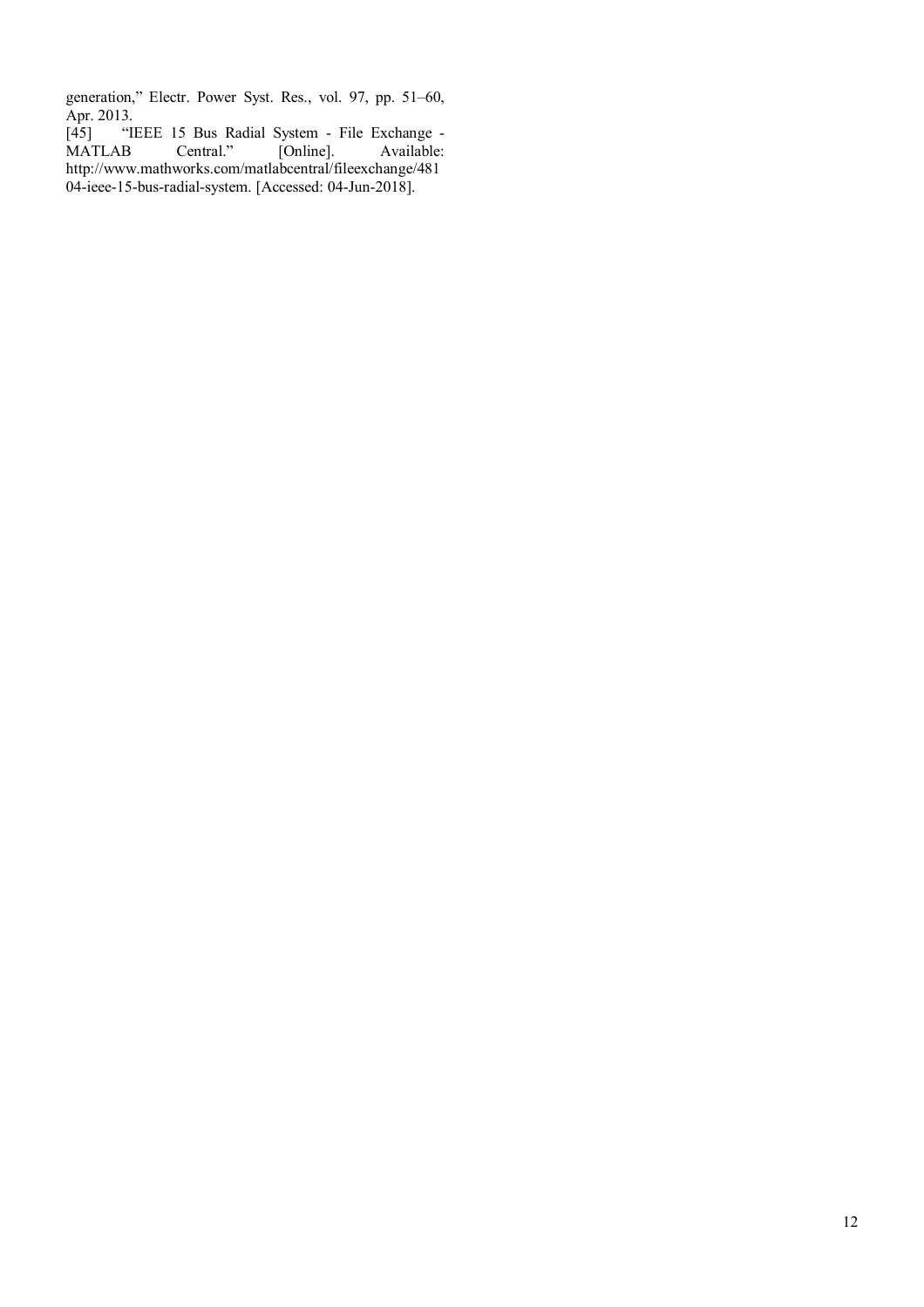generation," Electr. Power Syst. Res., vol. 97, pp. 51–60, Apr. 2013.

[45] "IEEE 15 Bus Radial System - File Exchange - MATLAB Central." [Online]. Available: http://www.mathworks.com/matlabcentral/fileexchange/48104-ieee-15-bus-radial-system. [Accessed: 04-Jun-2018].